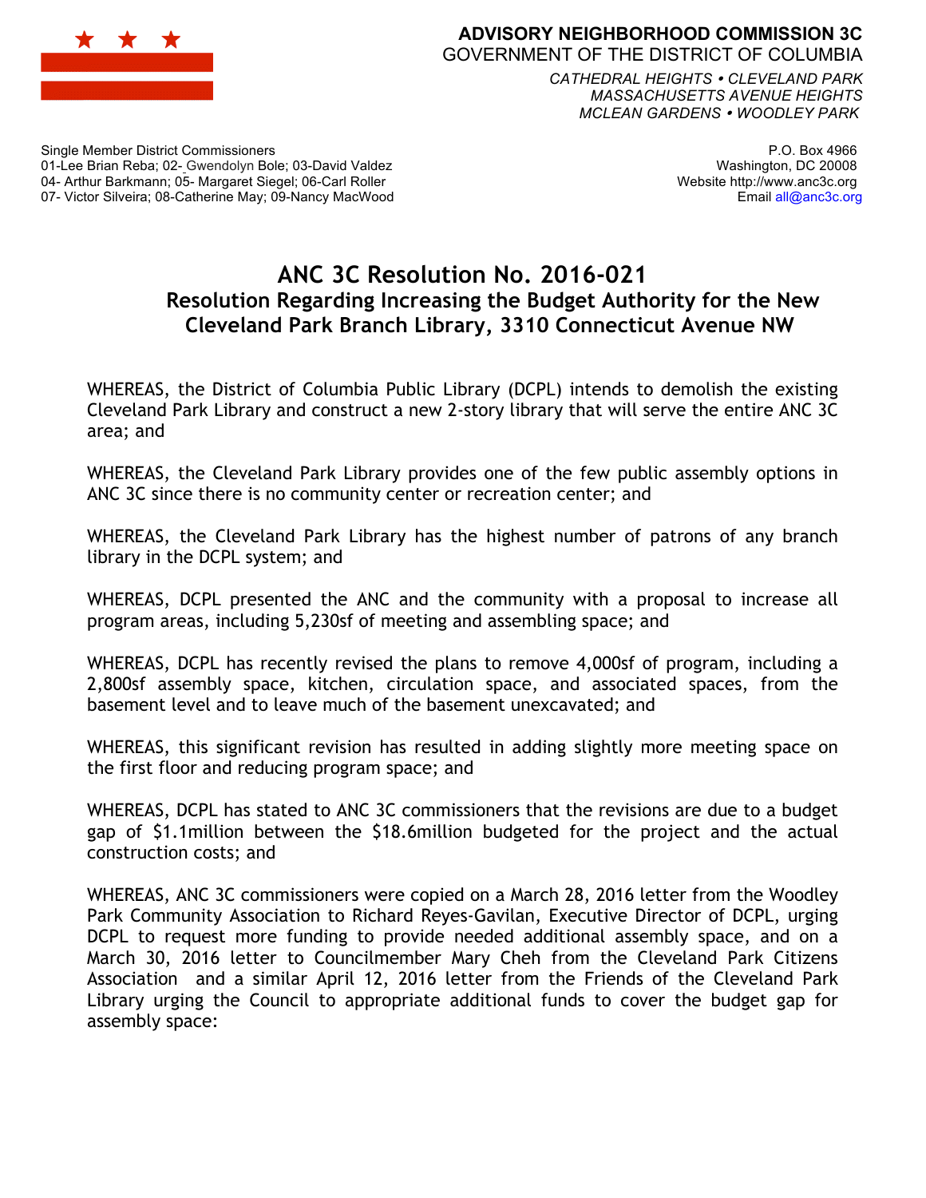**ADVISORY NEIGHBORHOOD COMMISSION 3C**
GOVERNMENT OF THE DISTRICT OF COLUMBIA

*CATHEDRAL HEIGHTS • CLEVELAND PARK*
*MASSACHUSETTS AVENUE HEIGHTS*
*MCLEAN GARDENS • WOODLEY PARK*

Single Member District Commissioners
01-Lee Brian Reba; 02- Gwendolyn Bole; 03-David Valdez
04- Arthur Barkmann; 05- Margaret Siegel; 06-Carl Roller
07- Victor Silveira; 08-Catherine May; 09-Nancy MacWood

P.O. Box 4966
Washington, DC 20008
Website http://www.anc3c.org
Email all@anc3c.org

# ANC 3C Resolution No. 2016-021

## Resolution Regarding Increasing the Budget Authority for the New Cleveland Park Branch Library, 3310 Connecticut Avenue NW

WHEREAS, the District of Columbia Public Library (DCPL) intends to demolish the existing Cleveland Park Library and construct a new 2-story library that will serve the entire ANC 3C area; and

WHEREAS, the Cleveland Park Library provides one of the few public assembly options in ANC 3C since there is no community center or recreation center; and

WHEREAS, the Cleveland Park Library has the highest number of patrons of any branch library in the DCPL system; and

WHEREAS, DCPL presented the ANC and the community with a proposal to increase all program areas, including 5,230sf of meeting and assembling space; and

WHEREAS, DCPL has recently revised the plans to remove 4,000sf of program, including a 2,800sf assembly space, kitchen, circulation space, and associated spaces, from the basement level and to leave much of the basement unexcavated; and

WHEREAS, this significant revision has resulted in adding slightly more meeting space on the first floor and reducing program space; and

WHEREAS, DCPL has stated to ANC 3C commissioners that the revisions are due to a budget gap of $1.1million between the $18.6million budgeted for the project and the actual construction costs; and

WHEREAS, ANC 3C commissioners were copied on a March 28, 2016 letter from the Woodley Park Community Association to Richard Reyes-Gavilan, Executive Director of DCPL, urging DCPL to request more funding to provide needed additional assembly space, and on a March 30, 2016 letter to Councilmember Mary Cheh from the Cleveland Park Citizens Association and a similar April 12, 2016 letter from the Friends of the Cleveland Park Library urging the Council to appropriate additional funds to cover the budget gap for assembly space: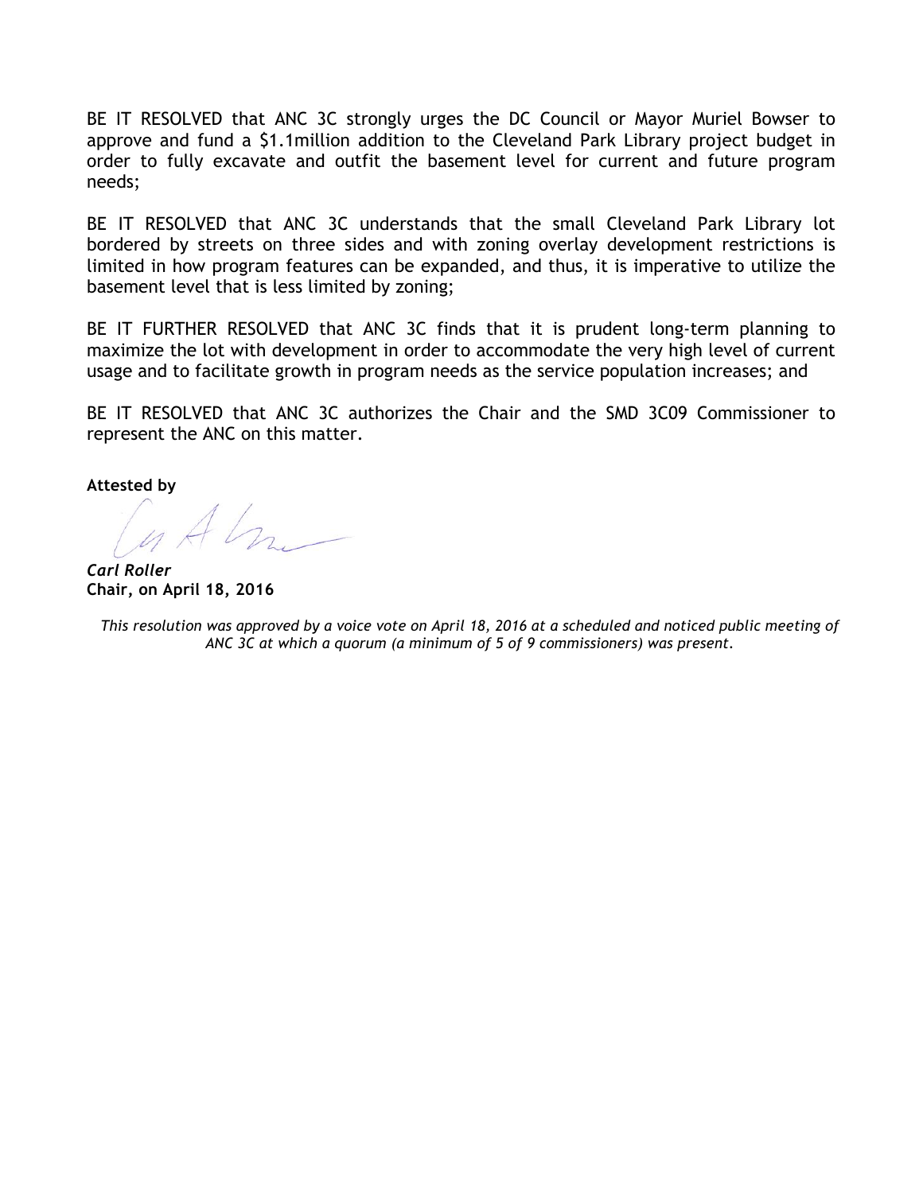BE IT RESOLVED that ANC 3C strongly urges the DC Council or Mayor Muriel Bowser to approve and fund a $1.1million addition to the Cleveland Park Library project budget in order to fully excavate and outfit the basement level for current and future program needs;

BE IT RESOLVED that ANC 3C understands that the small Cleveland Park Library lot bordered by streets on three sides and with zoning overlay development restrictions is limited in how program features can be expanded, and thus, it is imperative to utilize the basement level that is less limited by zoning;

BE IT FURTHER RESOLVED that ANC 3C finds that it is prudent long-term planning to maximize the lot with development in order to accommodate the very high level of current usage and to facilitate growth in program needs as the service population increases; and

BE IT RESOLVED that ANC 3C authorizes the Chair and the SMD 3C09 Commissioner to represent the ANC on this matter.

**Attested by**

***Carl Roller***
**Chair, on April 18, 2016**

*This resolution was approved by a voice vote on April 18, 2016 at a scheduled and noticed public meeting of ANC 3C at which a quorum (a minimum of 5 of 9 commissioners) was present.*